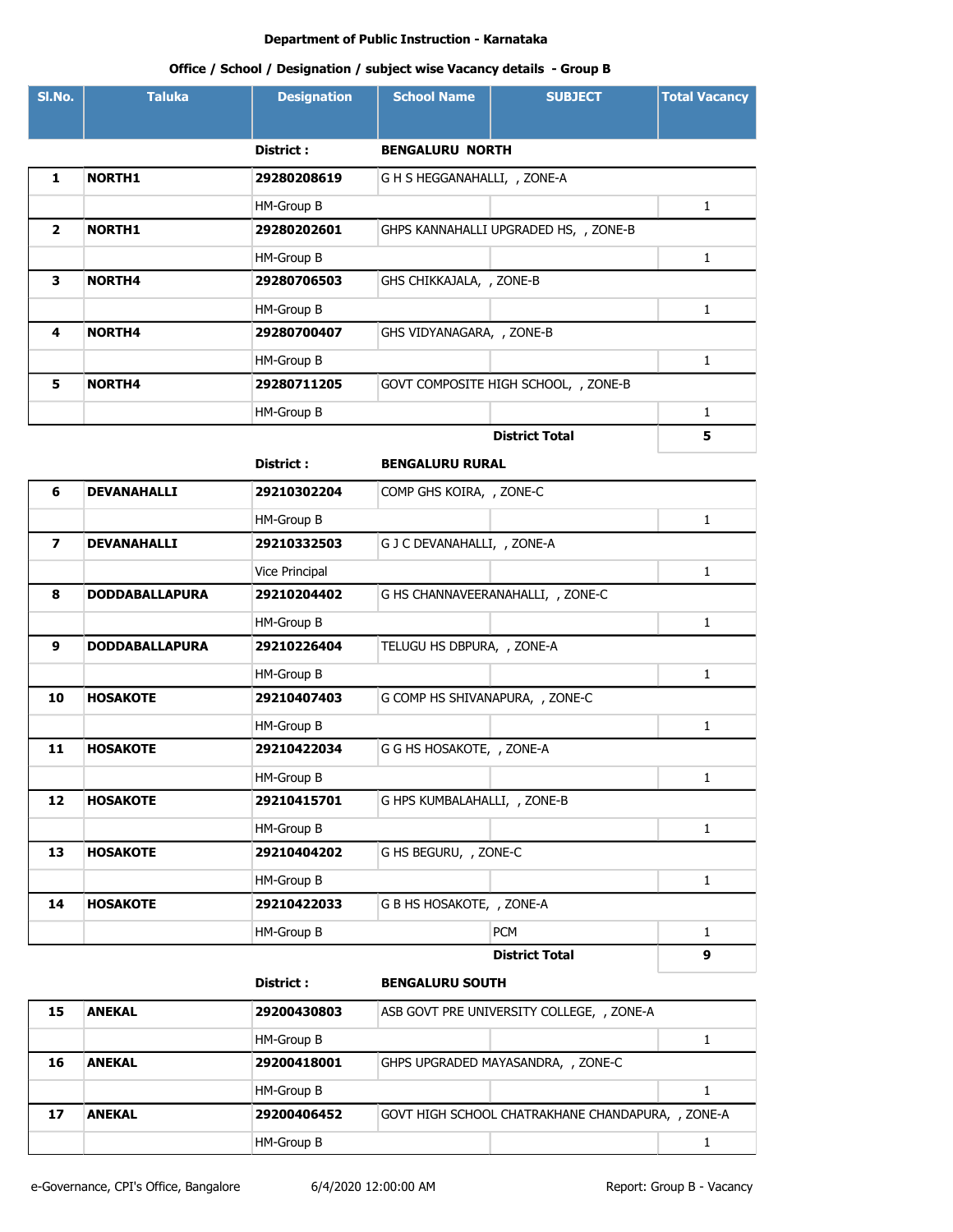**Department of Public Instruction - Karnataka**

**Office / School / Designation / subject wise Vacancy details - Group B**

| Sl.No. | Taluka | Designation | School Name | SUBJECT | Total Vacancy |
|---|---|---|---|---|---|
| | | **District :** | **BENGALURU NORTH** | | |
| **1** | **NORTH1** | **29280208619** | G H S HEGGANAHALLI, , ZONE-A | | |
| | | HM-Group B | | | 1 |
| **2** | **NORTH1** | **29280202601** | GHPS KANNAHALLI UPGRADED HS, , ZONE-B | | |
| | | HM-Group B | | | 1 |
| **3** | **NORTH4** | **29280706503** | GHS CHIKKAJALA, , ZONE-B | | |
| | | HM-Group B | | | 1 |
| **4** | **NORTH4** | **29280700407** | GHS VIDYANAGARA, , ZONE-B | | |
| | | HM-Group B | | | 1 |
| **5** | **NORTH4** | **29280711205** | GOVT COMPOSITE HIGH SCHOOL, , ZONE-B | | |
| | | HM-Group B | | | 1 |
| | | | | **District Total** | **5** |
| | | **District :** | **BENGALURU RURAL** | | |
| **6** | **DEVANAHALLI** | **29210302204** | COMP GHS KOIRA, , ZONE-C | | |
| | | HM-Group B | | | 1 |
| **7** | **DEVANAHALLI** | **29210332503** | G J C DEVANAHALLI, , ZONE-A | | |
| | | Vice Principal | | | 1 |
| **8** | **DODDABALLAPURA** | **29210204402** | G HS CHANNAVEERANAHALLI, , ZONE-C | | |
| | | HM-Group B | | | 1 |
| **9** | **DODDABALLAPURA** | **29210226404** | TELUGU HS DBPURA, , ZONE-A | | |
| | | HM-Group B | | | 1 |
| **10** | **HOSAKOTE** | **29210407403** | G COMP HS SHIVANAPURA, , ZONE-C | | |
| | | HM-Group B | | | 1 |
| **11** | **HOSAKOTE** | **29210422034** | G G HS HOSAKOTE, , ZONE-A | | |
| | | HM-Group B | | | 1 |
| **12** | **HOSAKOTE** | **29210415701** | G HPS KUMBALAHALLI, , ZONE-B | | |
| | | HM-Group B | | | 1 |
| **13** | **HOSAKOTE** | **29210404202** | G HS BEGURU, , ZONE-C | | |
| | | HM-Group B | | | 1 |
| **14** | **HOSAKOTE** | **29210422033** | G B HS HOSAKOTE, , ZONE-A | | |
| | | HM-Group B | | PCM | 1 |
| | | | | **District Total** | **9** |
| | | **District :** | **BENGALURU SOUTH** | | |
| **15** | **ANEKAL** | **29200430803** | ASB GOVT PRE UNIVERSITY COLLEGE, , ZONE-A | | |
| | | HM-Group B | | | 1 |
| **16** | **ANEKAL** | **29200418001** | GHPS UPGRADED MAYASANDRA, , ZONE-C | | |
| | | HM-Group B | | | 1 |
| **17** | **ANEKAL** | **29200406452** | GOVT HIGH SCHOOL CHATRAKHANE CHANDAPURA, , ZONE-A | | |
| | | HM-Group B | | | 1 |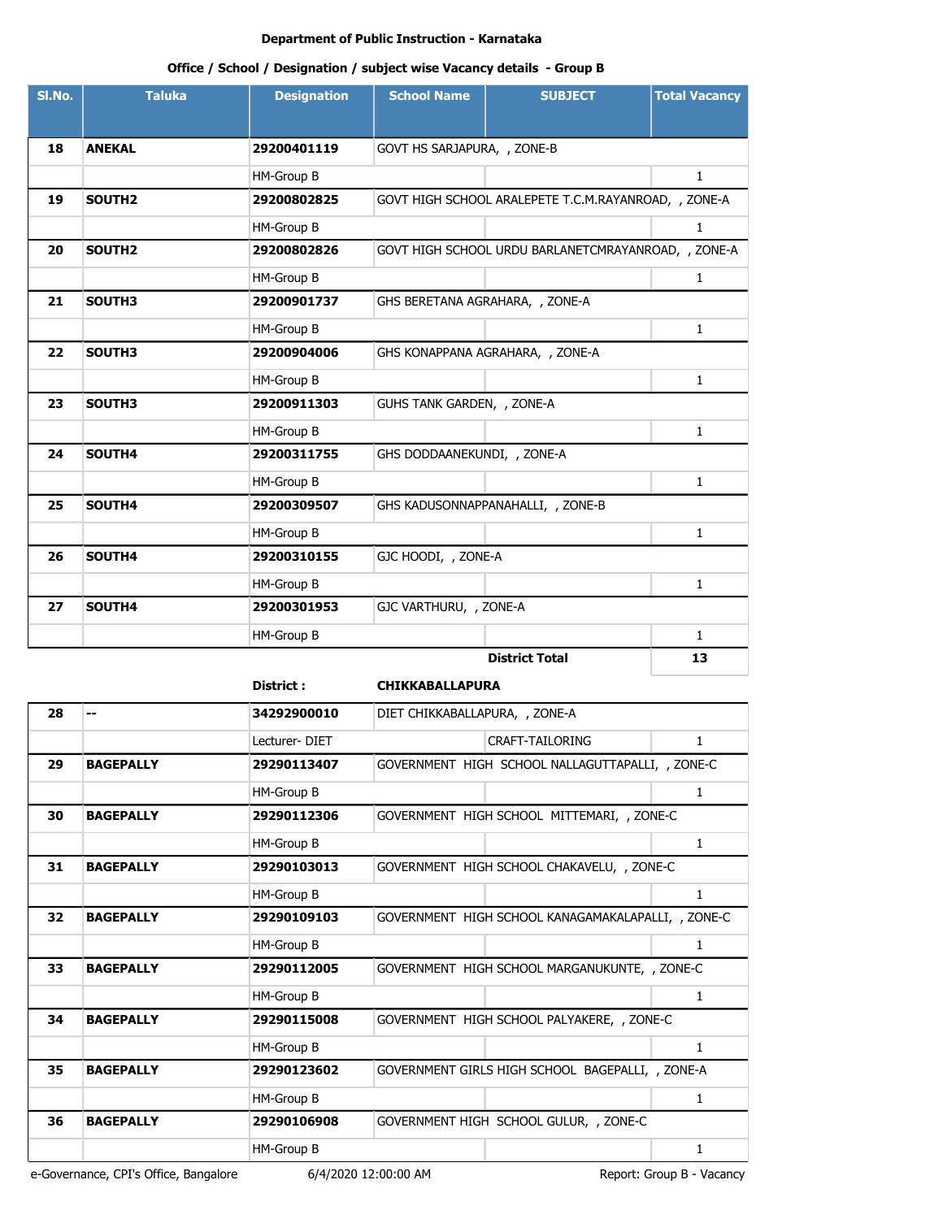**Department of Public Instruction - Karnataka**

**Office / School / Designation / subject wise Vacancy details - Group B**

| Sl.No. | Taluka | Designation | School Name | SUBJECT | Total Vacancy |
|---|---|---|---|---|---|
| **18** | **ANEKAL** | **29200401119** | GOVT HS SARJAPURA, , ZONE-B | | |
| | | HM-Group B | | | 1 |
| **19** | **SOUTH2** | **29200802825** | GOVT HIGH SCHOOL ARALEPETE T.C.M.RAYANROAD, , ZONE-A | | |
| | | HM-Group B | | | 1 |
| **20** | **SOUTH2** | **29200802826** | GOVT HIGH SCHOOL URDU BARLANETCMRAYANROAD, , ZONE-A | | |
| | | HM-Group B | | | 1 |
| **21** | **SOUTH3** | **29200901737** | GHS BERETANA AGRAHARA, , ZONE-A | | |
| | | HM-Group B | | | 1 |
| **22** | **SOUTH3** | **29200904006** | GHS KONAPPANA AGRAHARA, , ZONE-A | | |
| | | HM-Group B | | | 1 |
| **23** | **SOUTH3** | **29200911303** | GUHS TANK GARDEN, , ZONE-A | | |
| | | HM-Group B | | | 1 |
| **24** | **SOUTH4** | **29200311755** | GHS DODDAANEKUNDI, , ZONE-A | | |
| | | HM-Group B | | | 1 |
| **25** | **SOUTH4** | **29200309507** | GHS KADUSONNAPPANAHALLI, , ZONE-B | | |
| | | HM-Group B | | | 1 |
| **26** | **SOUTH4** | **29200310155** | GJC HOODI, , ZONE-A | | |
| | | HM-Group B | | | 1 |
| **27** | **SOUTH4** | **29200301953** | GJC VARTHURU, , ZONE-A | | |
| | | HM-Group B | | | 1 |
| | | | | **District Total** | **13** |
| | | **District :** | **CHIKKABALLAPURA** | | |
| **28** | **--** | **34292900010** | DIET CHIKKABALLAPURA, , ZONE-A | | |
| | | Lecturer- DIET | | CRAFT-TAILORING | 1 |
| **29** | **BAGEPALLY** | **29290113407** | GOVERNMENT HIGH SCHOOL NALLAGUTTAPALLI, , ZONE-C | | |
| | | HM-Group B | | | 1 |
| **30** | **BAGEPALLY** | **29290112306** | GOVERNMENT HIGH SCHOOL MITTEMARI, , ZONE-C | | |
| | | HM-Group B | | | 1 |
| **31** | **BAGEPALLY** | **29290103013** | GOVERNMENT HIGH SCHOOL CHAKAVELU, , ZONE-C | | |
| | | HM-Group B | | | 1 |
| **32** | **BAGEPALLY** | **29290109103** | GOVERNMENT HIGH SCHOOL KANAGAMAKALAPALLI, , ZONE-C | | |
| | | HM-Group B | | | 1 |
| **33** | **BAGEPALLY** | **29290112005** | GOVERNMENT HIGH SCHOOL MARGANUKUNTE, , ZONE-C | | |
| | | HM-Group B | | | 1 |
| **34** | **BAGEPALLY** | **29290115008** | GOVERNMENT HIGH SCHOOL PALYAKERE, , ZONE-C | | |
| | | HM-Group B | | | 1 |
| **35** | **BAGEPALLY** | **29290123602** | GOVERNMENT GIRLS HIGH SCHOOL BAGEPALLI, , ZONE-A | | |
| | | HM-Group B | | | 1 |
| **36** | **BAGEPALLY** | **29290106908** | GOVERNMENT HIGH SCHOOL GULUR, , ZONE-C | | |
| | | HM-Group B | | | 1 |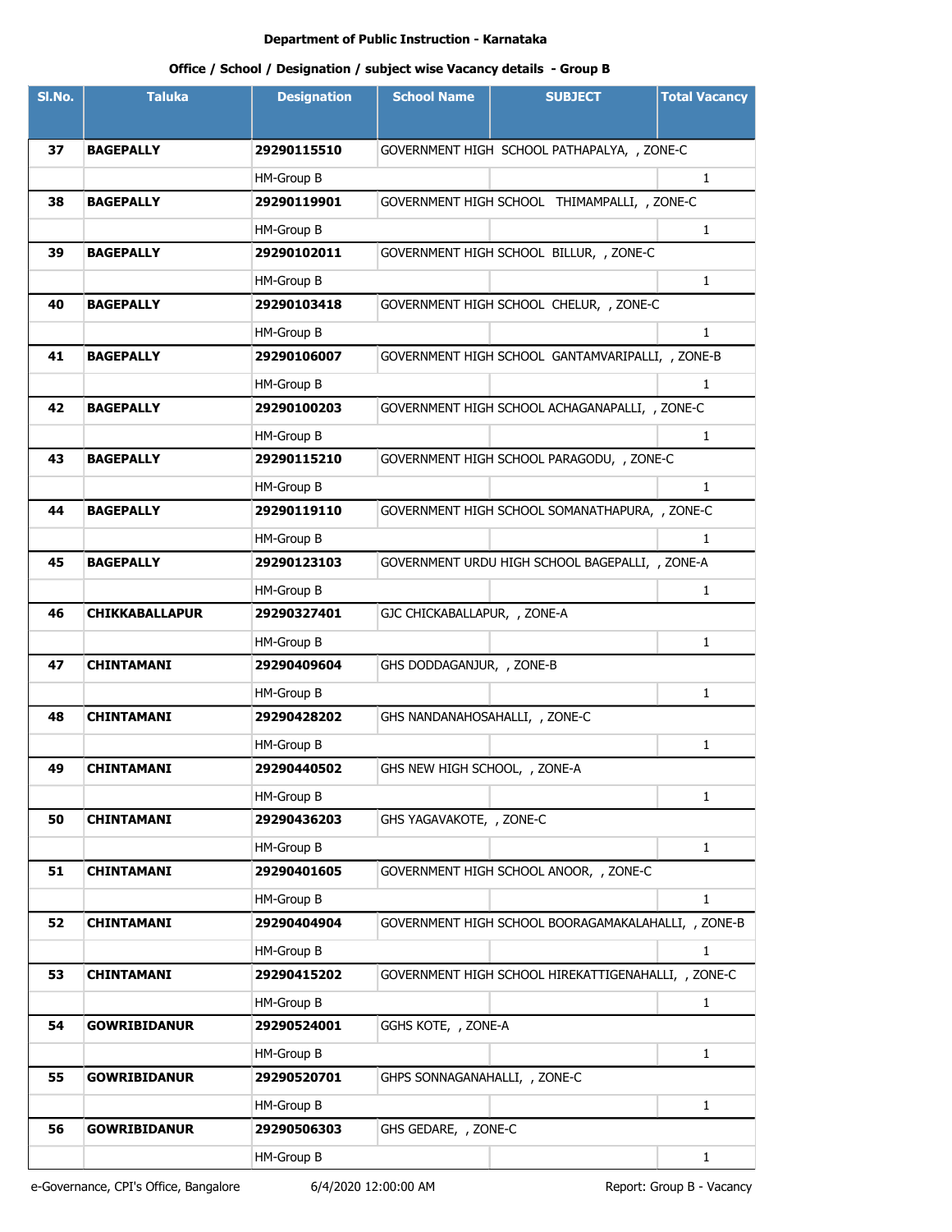**Department of Public Instruction - Karnataka**

**Office / School / Designation / subject wise Vacancy details - Group B**

| Sl.No. | Taluka | Designation | School Name | SUBJECT | Total Vacancy |
|---|---|---|---|---|---|
| 37 | BAGEPALLY | 29290115510 | GOVERNMENT HIGH SCHOOL PATHAPALYA, , ZONE-C | | |
| | | HM-Group B | | | 1 |
| 38 | BAGEPALLY | 29290119901 | GOVERNMENT HIGH SCHOOL THIMAMPALLI, , ZONE-C | | |
| | | HM-Group B | | | 1 |
| 39 | BAGEPALLY | 29290102011 | GOVERNMENT HIGH SCHOOL BILLUR, , ZONE-C | | |
| | | HM-Group B | | | 1 |
| 40 | BAGEPALLY | 29290103418 | GOVERNMENT HIGH SCHOOL CHELUR, , ZONE-C | | |
| | | HM-Group B | | | 1 |
| 41 | BAGEPALLY | 29290106007 | GOVERNMENT HIGH SCHOOL GANTAMVARIPALLI, , ZONE-B | | |
| | | HM-Group B | | | 1 |
| 42 | BAGEPALLY | 29290100203 | GOVERNMENT HIGH SCHOOL ACHAGANAPALLI, , ZONE-C | | |
| | | HM-Group B | | | 1 |
| 43 | BAGEPALLY | 29290115210 | GOVERNMENT HIGH SCHOOL PARAGODU, , ZONE-C | | |
| | | HM-Group B | | | 1 |
| 44 | BAGEPALLY | 29290119110 | GOVERNMENT HIGH SCHOOL SOMANATHAPURA, , ZONE-C | | |
| | | HM-Group B | | | 1 |
| 45 | BAGEPALLY | 29290123103 | GOVERNMENT URDU HIGH SCHOOL BAGEPALLI, , ZONE-A | | |
| | | HM-Group B | | | 1 |
| 46 | CHIKKABALLAPUR | 29290327401 | GJC CHICKABALLAPUR, , ZONE-A | | |
| | | HM-Group B | | | 1 |
| 47 | CHINTAMANI | 29290409604 | GHS DODDAGANJUR, , ZONE-B | | |
| | | HM-Group B | | | 1 |
| 48 | CHINTAMANI | 29290428202 | GHS NANDANAHOSAHALLI, , ZONE-C | | |
| | | HM-Group B | | | 1 |
| 49 | CHINTAMANI | 29290440502 | GHS NEW HIGH SCHOOL, , ZONE-A | | |
| | | HM-Group B | | | 1 |
| 50 | CHINTAMANI | 29290436203 | GHS YAGAVAKOTE, , ZONE-C | | |
| | | HM-Group B | | | 1 |
| 51 | CHINTAMANI | 29290401605 | GOVERNMENT HIGH SCHOOL ANOOR, , ZONE-C | | |
| | | HM-Group B | | | 1 |
| 52 | CHINTAMANI | 29290404904 | GOVERNMENT HIGH SCHOOL BOORAGAMAKALAHALLI, , ZONE-B | | |
| | | HM-Group B | | | 1 |
| 53 | CHINTAMANI | 29290415202 | GOVERNMENT HIGH SCHOOL HIREKATTIGENAHALLI, , ZONE-C | | |
| | | HM-Group B | | | 1 |
| 54 | GOWRIBIDANUR | 29290524001 | GGHS KOTE, , ZONE-A | | |
| | | HM-Group B | | | 1 |
| 55 | GOWRIBIDANUR | 29290520701 | GHPS SONNAGANAHALLI, , ZONE-C | | |
| | | HM-Group B | | | 1 |
| 56 | GOWRIBIDANUR | 29290506303 | GHS GEDARE, , ZONE-C | | |
| | | HM-Group B | | | 1 |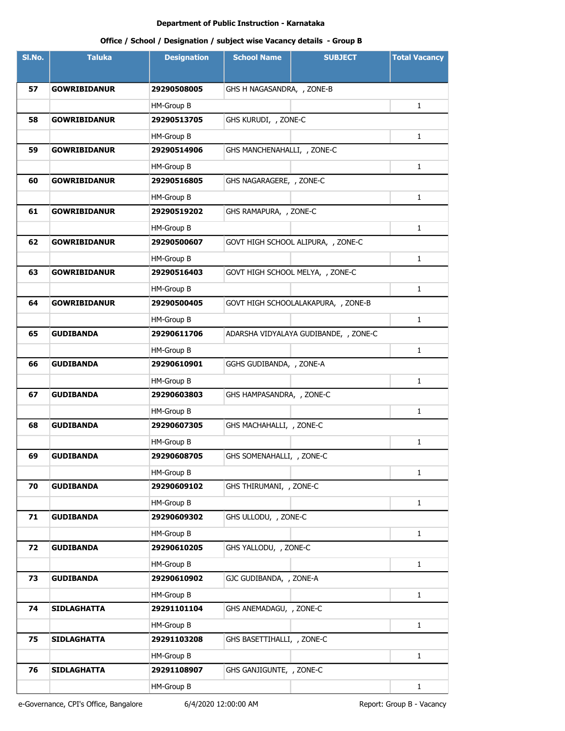**Department of Public Instruction - Karnataka**

**Office / School / Designation / subject wise Vacancy details - Group B**

| Sl.No. | Taluka | Designation | School Name | SUBJECT | Total Vacancy |
|---|---|---|---|---|---|
| **57** | **GOWRIBIDANUR** | **29290508005** | GHS H NAGASANDRA, , ZONE-B | | |
| | | HM-Group B | | | 1 |
| **58** | **GOWRIBIDANUR** | **29290513705** | GHS KURUDI, , ZONE-C | | |
| | | HM-Group B | | | 1 |
| **59** | **GOWRIBIDANUR** | **29290514906** | GHS MANCHENAHALLI, , ZONE-C | | |
| | | HM-Group B | | | 1 |
| **60** | **GOWRIBIDANUR** | **29290516805** | GHS NAGARAGERE, , ZONE-C | | |
| | | HM-Group B | | | 1 |
| **61** | **GOWRIBIDANUR** | **29290519202** | GHS RAMAPURA, , ZONE-C | | |
| | | HM-Group B | | | 1 |
| **62** | **GOWRIBIDANUR** | **29290500607** | GOVT HIGH SCHOOL ALIPURA, , ZONE-C | | |
| | | HM-Group B | | | 1 |
| **63** | **GOWRIBIDANUR** | **29290516403** | GOVT HIGH SCHOOL MELYA, , ZONE-C | | |
| | | HM-Group B | | | 1 |
| **64** | **GOWRIBIDANUR** | **29290500405** | GOVT HIGH SCHOOLALAKAPURA, , ZONE-B | | |
| | | HM-Group B | | | 1 |
| **65** | **GUDIBANDA** | **29290611706** | ADARSHA VIDYALAYA GUDIBANDE, , ZONE-C | | |
| | | HM-Group B | | | 1 |
| **66** | **GUDIBANDA** | **29290610901** | GGHS GUDIBANDA, , ZONE-A | | |
| | | HM-Group B | | | 1 |
| **67** | **GUDIBANDA** | **29290603803** | GHS HAMPASANDRA, , ZONE-C | | |
| | | HM-Group B | | | 1 |
| **68** | **GUDIBANDA** | **29290607305** | GHS MACHAHALLI, , ZONE-C | | |
| | | HM-Group B | | | 1 |
| **69** | **GUDIBANDA** | **29290608705** | GHS SOMENAHALLI, , ZONE-C | | |
| | | HM-Group B | | | 1 |
| **70** | **GUDIBANDA** | **29290609102** | GHS THIRUMANI, , ZONE-C | | |
| | | HM-Group B | | | 1 |
| **71** | **GUDIBANDA** | **29290609302** | GHS ULLODU, , ZONE-C | | |
| | | HM-Group B | | | 1 |
| **72** | **GUDIBANDA** | **29290610205** | GHS YALLODU, , ZONE-C | | |
| | | HM-Group B | | | 1 |
| **73** | **GUDIBANDA** | **29290610902** | GJC GUDIBANDA, , ZONE-A | | |
| | | HM-Group B | | | 1 |
| **74** | **SIDLAGHATTA** | **29291101104** | GHS ANEMADAGU, , ZONE-C | | |
| | | HM-Group B | | | 1 |
| **75** | **SIDLAGHATTA** | **29291103208** | GHS BASETTIHALLI, , ZONE-C | | |
| | | HM-Group B | | | 1 |
| **76** | **SIDLAGHATTA** | **29291108907** | GHS GANJIGUNTE, , ZONE-C | | |
| | | HM-Group B | | | 1 |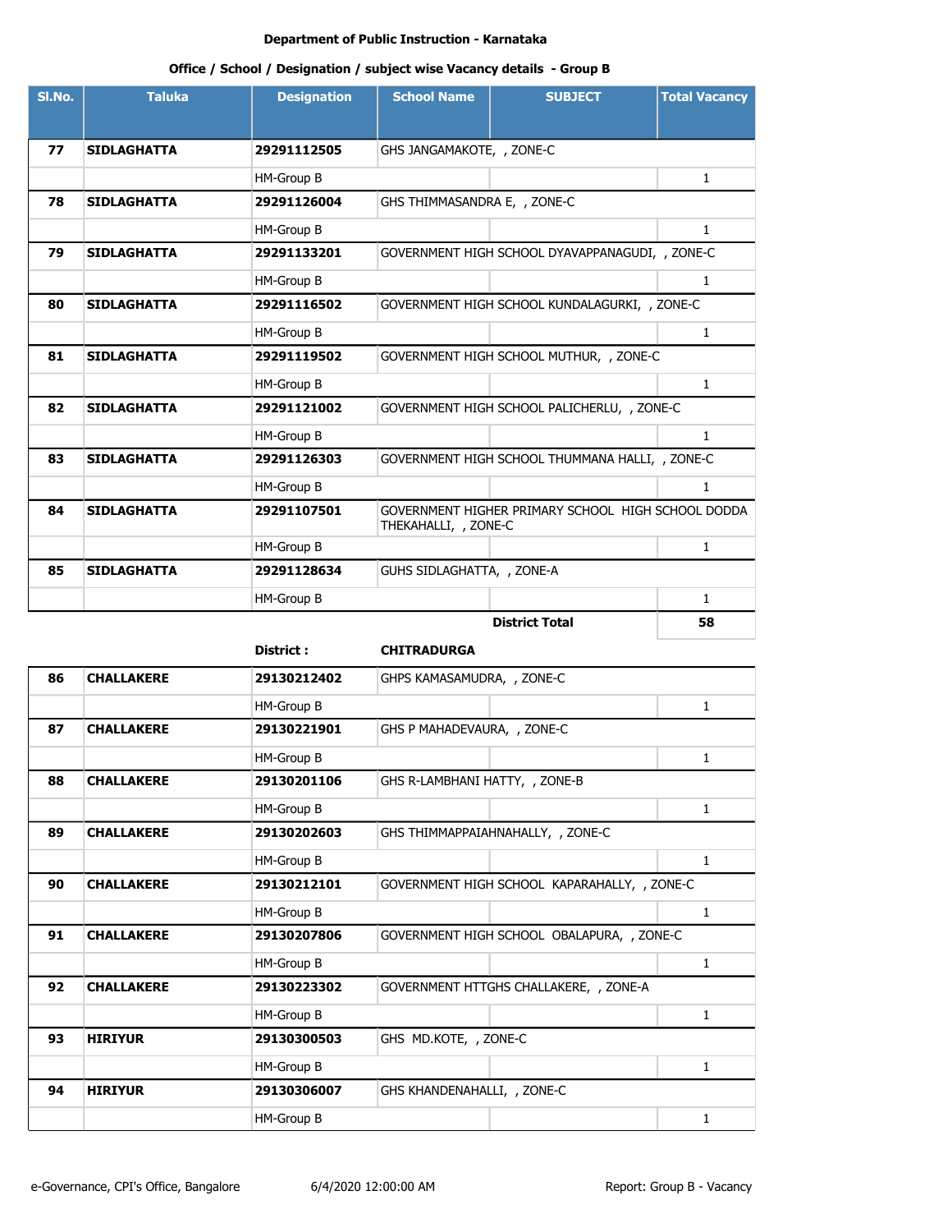**Department of Public Instruction - Karnataka**

**Office / School / Designation / subject wise Vacancy details - Group B**

| Sl.No. | Taluka | Designation | School Name | SUBJECT | Total Vacancy |
|---|---|---|---|---|---|
| 77 | SIDLAGHATTA | 29291112505 | GHS JANGAMAKOTE, , ZONE-C | | |
| | | HM-Group B | | | 1 |
| 78 | SIDLAGHATTA | 29291126004 | GHS THIMMASANDRA E, , ZONE-C | | |
| | | HM-Group B | | | 1 |
| 79 | SIDLAGHATTA | 29291133201 | GOVERNMENT HIGH SCHOOL DYAVAPPANAGUDI, , ZONE-C | | |
| | | HM-Group B | | | 1 |
| 80 | SIDLAGHATTA | 29291116502 | GOVERNMENT HIGH SCHOOL KUNDALAGURKI, , ZONE-C | | |
| | | HM-Group B | | | 1 |
| 81 | SIDLAGHATTA | 29291119502 | GOVERNMENT HIGH SCHOOL MUTHUR, , ZONE-C | | |
| | | HM-Group B | | | 1 |
| 82 | SIDLAGHATTA | 29291121002 | GOVERNMENT HIGH SCHOOL PALICHERLU, , ZONE-C | | |
| | | HM-Group B | | | 1 |
| 83 | SIDLAGHATTA | 29291126303 | GOVERNMENT HIGH SCHOOL THUMMANA HALLI, , ZONE-C | | |
| | | HM-Group B | | | 1 |
| 84 | SIDLAGHATTA | 29291107501 | GOVERNMENT HIGHER PRIMARY SCHOOL HIGH SCHOOL DODDA THEKAHALLI, , ZONE-C | | |
| | | HM-Group B | | | 1 |
| 85 | SIDLAGHATTA | 29291128634 | GUHS SIDLAGHATTA, , ZONE-A | | |
| | | HM-Group B | | | 1 |
| | | | | **District Total** | **58** |
| | | **District :** | **CHITRADURGA** | | |
| 86 | CHALLAKERE | 29130212402 | GHPS KAMASAMUDRA, , ZONE-C | | |
| | | HM-Group B | | | 1 |
| 87 | CHALLAKERE | 29130221901 | GHS P MAHADEVAURA, , ZONE-C | | |
| | | HM-Group B | | | 1 |
| 88 | CHALLAKERE | 29130201106 | GHS R-LAMBHANI HATTY, , ZONE-B | | |
| | | HM-Group B | | | 1 |
| 89 | CHALLAKERE | 29130202603 | GHS THIMMAPPAIAHNAHALLY, , ZONE-C | | |
| | | HM-Group B | | | 1 |
| 90 | CHALLAKERE | 29130212101 | GOVERNMENT HIGH SCHOOL KAPARAHALLY, , ZONE-C | | |
| | | HM-Group B | | | 1 |
| 91 | CHALLAKERE | 29130207806 | GOVERNMENT HIGH SCHOOL OBALAPURA, , ZONE-C | | |
| | | HM-Group B | | | 1 |
| 92 | CHALLAKERE | 29130223302 | GOVERNMENT HTTGHS CHALLAKERE, , ZONE-A | | |
| | | HM-Group B | | | 1 |
| 93 | HIRIYUR | 29130300503 | GHS MD.KOTE, , ZONE-C | | |
| | | HM-Group B | | | 1 |
| 94 | HIRIYUR | 29130306007 | GHS KHANDENAHALLI, , ZONE-C | | |
| | | HM-Group B | | | 1 |

e-Governance, CPI's Office, Bangalore    6/4/2020 12:00:00 AM    Report: Group B - Vacancy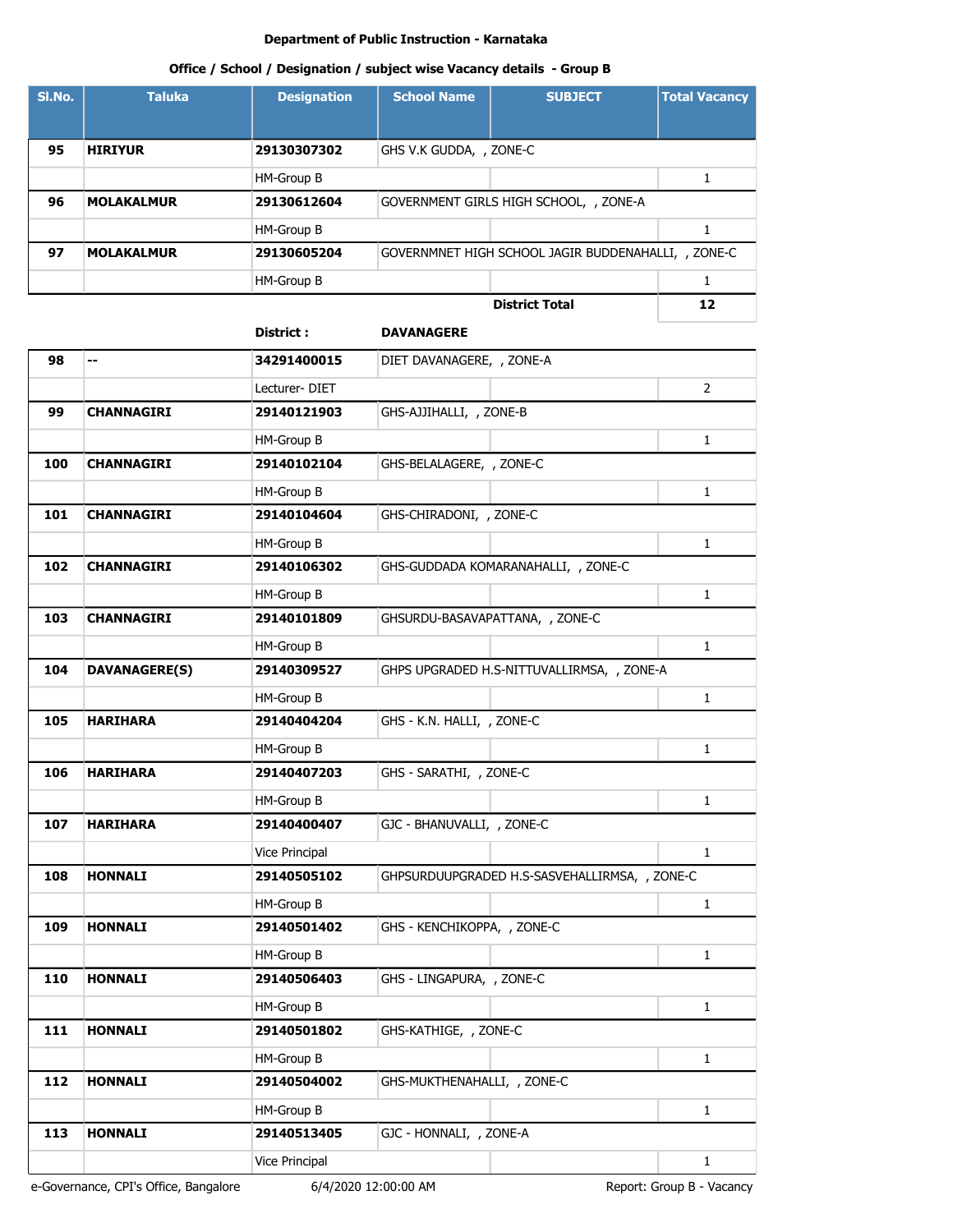**Department of Public Instruction - Karnataka**

**Office / School / Designation / subject wise Vacancy details - Group B**

| Sl.No. | Taluka | Designation | School Name | SUBJECT | Total Vacancy |
|---|---|---|---|---|---|
| **95** | **HIRIYUR** | **29130307302** | GHS V.K GUDDA, , ZONE-C | | |
| | | HM-Group B | | | 1 |
| **96** | **MOLAKALMUR** | **29130612604** | GOVERNMENT GIRLS HIGH SCHOOL, , ZONE-A | | |
| | | HM-Group B | | | 1 |
| **97** | **MOLAKALMUR** | **29130605204** | GOVERNMNET HIGH SCHOOL JAGIR BUDDENAHALLI, , ZONE-C | | |
| | | HM-Group B | | | 1 |
| | | | | **District Total** | **12** |
| | | **District :** | **DAVANAGERE** | | |
| **98** | **--** | **34291400015** | DIET DAVANAGERE, , ZONE-A | | |
| | | Lecturer- DIET | | | 2 |
| **99** | **CHANNAGIRI** | **29140121903** | GHS-AJJIHALLI, , ZONE-B | | |
| | | HM-Group B | | | 1 |
| **100** | **CHANNAGIRI** | **29140102104** | GHS-BELALAGERE, , ZONE-C | | |
| | | HM-Group B | | | 1 |
| **101** | **CHANNAGIRI** | **29140104604** | GHS-CHIRADONI, , ZONE-C | | |
| | | HM-Group B | | | 1 |
| **102** | **CHANNAGIRI** | **29140106302** | GHS-GUDDADA KOMARANAHALLI, , ZONE-C | | |
| | | HM-Group B | | | 1 |
| **103** | **CHANNAGIRI** | **29140101809** | GHSURDU-BASAVAPATTANA, , ZONE-C | | |
| | | HM-Group B | | | 1 |
| **104** | **DAVANAGERE(S)** | **29140309527** | GHPS UPGRADED H.S-NITTUVALLIRMSA, , ZONE-A | | |
| | | HM-Group B | | | 1 |
| **105** | **HARIHARA** | **29140404204** | GHS - K.N. HALLI, , ZONE-C | | |
| | | HM-Group B | | | 1 |
| **106** | **HARIHARA** | **29140407203** | GHS - SARATHI, , ZONE-C | | |
| | | HM-Group B | | | 1 |
| **107** | **HARIHARA** | **29140400407** | GJC - BHANUVALLI, , ZONE-C | | |
| | | Vice Principal | | | 1 |
| **108** | **HONNALI** | **29140505102** | GHPSURDUUPGRADED H.S-SASVEHALLIRMSA, , ZONE-C | | |
| | | HM-Group B | | | 1 |
| **109** | **HONNALI** | **29140501402** | GHS - KENCHIKOPPA, , ZONE-C | | |
| | | HM-Group B | | | 1 |
| **110** | **HONNALI** | **29140506403** | GHS - LINGAPURA, , ZONE-C | | |
| | | HM-Group B | | | 1 |
| **111** | **HONNALI** | **29140501802** | GHS-KATHIGE, , ZONE-C | | |
| | | HM-Group B | | | 1 |
| **112** | **HONNALI** | **29140504002** | GHS-MUKTHENAHALLI, , ZONE-C | | |
| | | HM-Group B | | | 1 |
| **113** | **HONNALI** | **29140513405** | GJC - HONNALI, , ZONE-A | | |
| | | Vice Principal | | | 1 |

e-Governance, CPI's Office, Bangalore 6/4/2020 12:00:00 AM Report: Group B - Vacancy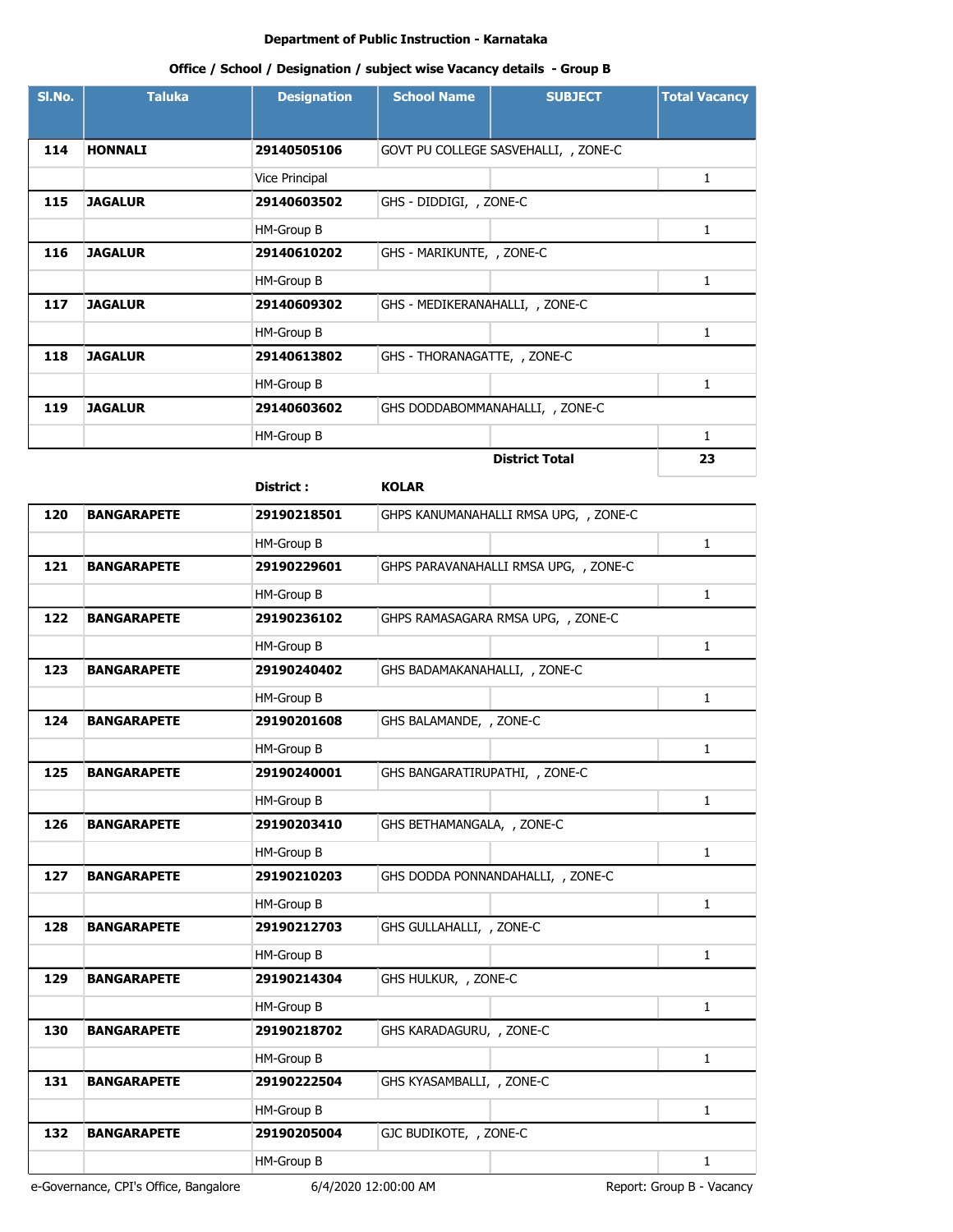Department of Public Instruction - Karnataka

Office / School / Designation / subject wise Vacancy details - Group B

| Sl.No. | Taluka | Designation | School Name | SUBJECT | Total Vacancy |
|---|---|---|---|---|---|
| 114 | HONNALI | 29140505106 | GOVT PU COLLEGE SASVEHALLI, , ZONE-C | | |
| | | Vice Principal | | | 1 |
| 115 | JAGALUR | 29140603502 | GHS - DIDDIGI, , ZONE-C | | |
| | | HM-Group B | | | 1 |
| 116 | JAGALUR | 29140610202 | GHS - MARIKUNTE, , ZONE-C | | |
| | | HM-Group B | | | 1 |
| 117 | JAGALUR | 29140609302 | GHS - MEDIKERANAHALLI, , ZONE-C | | |
| | | HM-Group B | | | 1 |
| 118 | JAGALUR | 29140613802 | GHS - THORANAGATTE, , ZONE-C | | |
| | | HM-Group B | | | 1 |
| 119 | JAGALUR | 29140603602 | GHS DODDABOMMANAHALLI, , ZONE-C | | |
| | | HM-Group B | | | 1 |
| | | | | District Total | 23 |

| Sl.No. | Taluka | Designation | School Name | SUBJECT | Total Vacancy |
|---|---|---|---|---|---|
| | | District : | KOLAR | | |
| 120 | BANGARAPETE | 29190218501 | GHPS KANUMANAHALLI RMSA UPG, , ZONE-C | | |
| | | HM-Group B | | | 1 |
| 121 | BANGARAPETE | 29190229601 | GHPS PARAVANAHALLI RMSA UPG, , ZONE-C | | |
| | | HM-Group B | | | 1 |
| 122 | BANGARAPETE | 29190236102 | GHPS RAMASAGARA RMSA UPG, , ZONE-C | | |
| | | HM-Group B | | | 1 |
| 123 | BANGARAPETE | 29190240402 | GHS BADAMAKANAHALLI, , ZONE-C | | |
| | | HM-Group B | | | 1 |
| 124 | BANGARAPETE | 29190201608 | GHS BALAMANDE, , ZONE-C | | |
| | | HM-Group B | | | 1 |
| 125 | BANGARAPETE | 29190240001 | GHS BANGARATIRUPATHI, , ZONE-C | | |
| | | HM-Group B | | | 1 |
| 126 | BANGARAPETE | 29190203410 | GHS BETHAMANGALA, , ZONE-C | | |
| | | HM-Group B | | | 1 |
| 127 | BANGARAPETE | 29190210203 | GHS DODDA PONNANDAHALLI, , ZONE-C | | |
| | | HM-Group B | | | 1 |
| 128 | BANGARAPETE | 29190212703 | GHS GULLAHALLI, , ZONE-C | | |
| | | HM-Group B | | | 1 |
| 129 | BANGARAPETE | 29190214304 | GHS HULKUR, , ZONE-C | | |
| | | HM-Group B | | | 1 |
| 130 | BANGARAPETE | 29190218702 | GHS KARADAGURU, , ZONE-C | | |
| | | HM-Group B | | | 1 |
| 131 | BANGARAPETE | 29190222504 | GHS KYASAMBALLI, , ZONE-C | | |
| | | HM-Group B | | | 1 |
| 132 | BANGARAPETE | 29190205004 | GJC BUDIKOTE, , ZONE-C | | |
| | | HM-Group B | | | 1 |

e-Governance, CPI's Office, Bangalore 6/4/2020 12:00:00 AM Report: Group B - Vacancy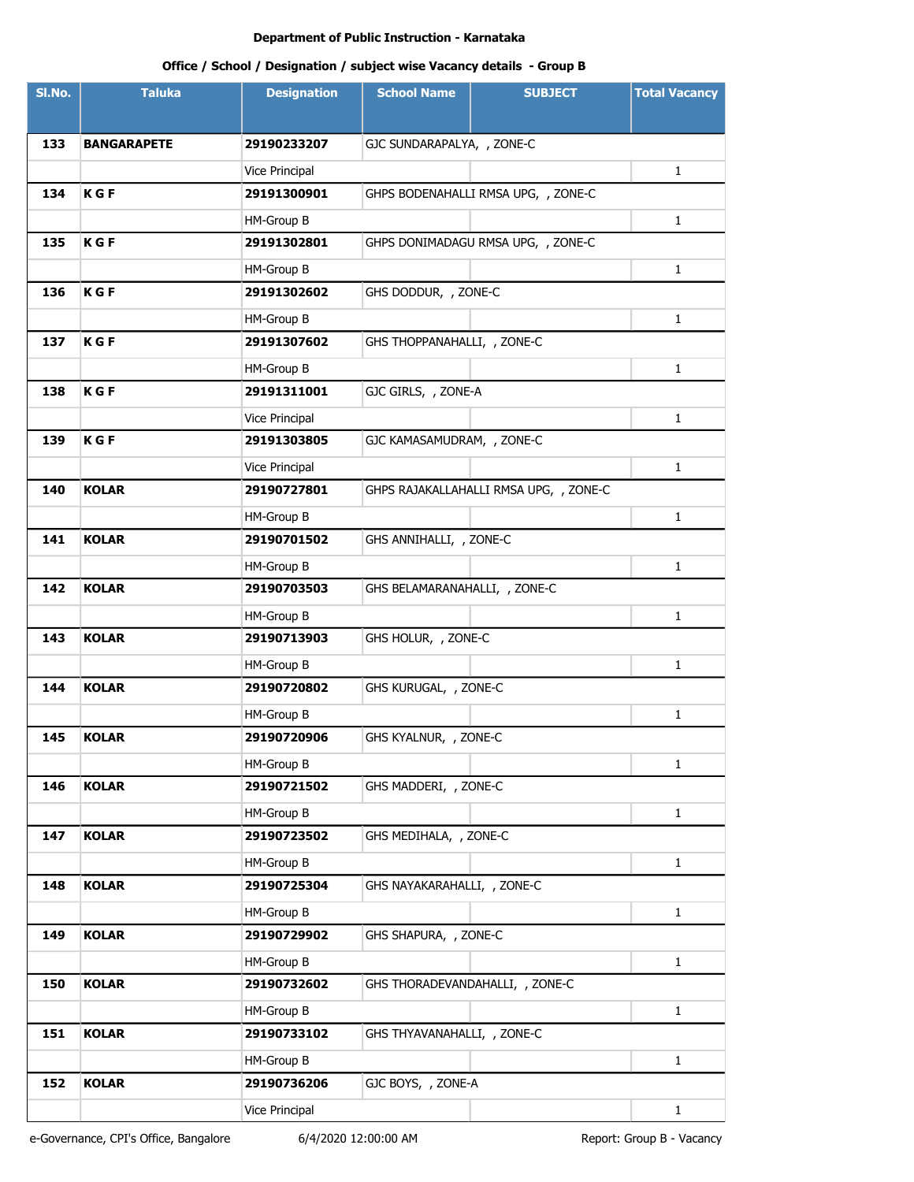**Department of Public Instruction - Karnataka**

**Office / School / Designation / subject wise Vacancy details - Group B**

| Sl.No. | Taluka | Designation | School Name | SUBJECT | Total Vacancy |
|---|---|---|---|---|---|
| **133** | **BANGARAPETE** | **29190233207** | GJC SUNDARAPALYA, , ZONE-C | | |
| | | Vice Principal | | | 1 |
| **134** | **K G F** | **29191300901** | GHPS BODENAHALLI RMSA UPG, , ZONE-C | | |
| | | HM-Group B | | | 1 |
| **135** | **K G F** | **29191302801** | GHPS DONIMADAGU RMSA UPG, , ZONE-C | | |
| | | HM-Group B | | | 1 |
| **136** | **K G F** | **29191302602** | GHS DODDUR, , ZONE-C | | |
| | | HM-Group B | | | 1 |
| **137** | **K G F** | **29191307602** | GHS THOPPANAHALLI, , ZONE-C | | |
| | | HM-Group B | | | 1 |
| **138** | **K G F** | **29191311001** | GJC GIRLS, , ZONE-A | | |
| | | Vice Principal | | | 1 |
| **139** | **K G F** | **29191303805** | GJC KAMASAMUDRAM, , ZONE-C | | |
| | | Vice Principal | | | 1 |
| **140** | **KOLAR** | **29190727801** | GHPS RAJAKALLAHALLI RMSA UPG, , ZONE-C | | |
| | | HM-Group B | | | 1 |
| **141** | **KOLAR** | **29190701502** | GHS ANNIHALLI, , ZONE-C | | |
| | | HM-Group B | | | 1 |
| **142** | **KOLAR** | **29190703503** | GHS BELAMARANAHALLI, , ZONE-C | | |
| | | HM-Group B | | | 1 |
| **143** | **KOLAR** | **29190713903** | GHS HOLUR, , ZONE-C | | |
| | | HM-Group B | | | 1 |
| **144** | **KOLAR** | **29190720802** | GHS KURUGAL, , ZONE-C | | |
| | | HM-Group B | | | 1 |
| **145** | **KOLAR** | **29190720906** | GHS KYALNUR, , ZONE-C | | |
| | | HM-Group B | | | 1 |
| **146** | **KOLAR** | **29190721502** | GHS MADDERI, , ZONE-C | | |
| | | HM-Group B | | | 1 |
| **147** | **KOLAR** | **29190723502** | GHS MEDIHALA, , ZONE-C | | |
| | | HM-Group B | | | 1 |
| **148** | **KOLAR** | **29190725304** | GHS NAYAKARAHALLI, , ZONE-C | | |
| | | HM-Group B | | | 1 |
| **149** | **KOLAR** | **29190729902** | GHS SHAPURA, , ZONE-C | | |
| | | HM-Group B | | | 1 |
| **150** | **KOLAR** | **29190732602** | GHS THORADEVANDAHALLI, , ZONE-C | | |
| | | HM-Group B | | | 1 |
| **151** | **KOLAR** | **29190733102** | GHS THYAVANAHALLI, , ZONE-C | | |
| | | HM-Group B | | | 1 |
| **152** | **KOLAR** | **29190736206** | GJC BOYS, , ZONE-A | | |
| | | Vice Principal | | | 1 |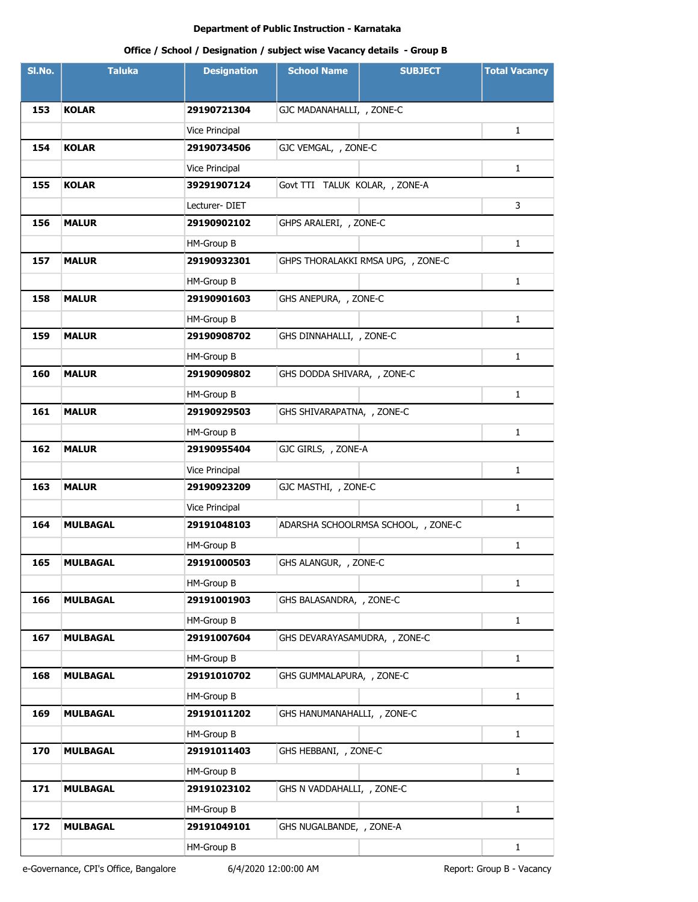**Department of Public Instruction - Karnataka**

**Office / School / Designation / subject wise Vacancy details - Group B**

| Sl.No. | Taluka | Designation | School Name | SUBJECT | Total Vacancy |
|---|---|---|---|---|---|
| 153 | KOLAR | 29190721304 | GJC MADANAHALLI, , ZONE-C | | |
| | | Vice Principal | | | 1 |
| 154 | KOLAR | 29190734506 | GJC VEMGAL, , ZONE-C | | |
| | | Vice Principal | | | 1 |
| 155 | KOLAR | 39291907124 | Govt TTI TALUK KOLAR, , ZONE-A | | |
| | | Lecturer- DIET | | | 3 |
| 156 | MALUR | 29190902102 | GHPS ARALERI, , ZONE-C | | |
| | | HM-Group B | | | 1 |
| 157 | MALUR | 29190932301 | GHPS THORALAKKI RMSA UPG, , ZONE-C | | |
| | | HM-Group B | | | 1 |
| 158 | MALUR | 29190901603 | GHS ANEPURA, , ZONE-C | | |
| | | HM-Group B | | | 1 |
| 159 | MALUR | 29190908702 | GHS DINNAHALLI, , ZONE-C | | |
| | | HM-Group B | | | 1 |
| 160 | MALUR | 29190909802 | GHS DODDA SHIVARA, , ZONE-C | | |
| | | HM-Group B | | | 1 |
| 161 | MALUR | 29190929503 | GHS SHIVARAPATNA, , ZONE-C | | |
| | | HM-Group B | | | 1 |
| 162 | MALUR | 29190955404 | GJC GIRLS, , ZONE-A | | |
| | | Vice Principal | | | 1 |
| 163 | MALUR | 29190923209 | GJC MASTHI, , ZONE-C | | |
| | | Vice Principal | | | 1 |
| 164 | MULBAGAL | 29191048103 | ADARSHA SCHOOLRMSA SCHOOL, , ZONE-C | | |
| | | HM-Group B | | | 1 |
| 165 | MULBAGAL | 29191000503 | GHS ALANGUR, , ZONE-C | | |
| | | HM-Group B | | | 1 |
| 166 | MULBAGAL | 29191001903 | GHS BALASANDRA, , ZONE-C | | |
| | | HM-Group B | | | 1 |
| 167 | MULBAGAL | 29191007604 | GHS DEVARAYASAMUDRA, , ZONE-C | | |
| | | HM-Group B | | | 1 |
| 168 | MULBAGAL | 29191010702 | GHS GUMMALAPURA, , ZONE-C | | |
| | | HM-Group B | | | 1 |
| 169 | MULBAGAL | 29191011202 | GHS HANUMANAHALLI, , ZONE-C | | |
| | | HM-Group B | | | 1 |
| 170 | MULBAGAL | 29191011403 | GHS HEBBANI, , ZONE-C | | |
| | | HM-Group B | | | 1 |
| 171 | MULBAGAL | 29191023102 | GHS N VADDAHALLI, , ZONE-C | | |
| | | HM-Group B | | | 1 |
| 172 | MULBAGAL | 29191049101 | GHS NUGALBANDE, , ZONE-A | | |
| | | HM-Group B | | | 1 |

e-Governance, CPI's Office, Bangalore 6/4/2020 12:00:00 AM Report: Group B - Vacancy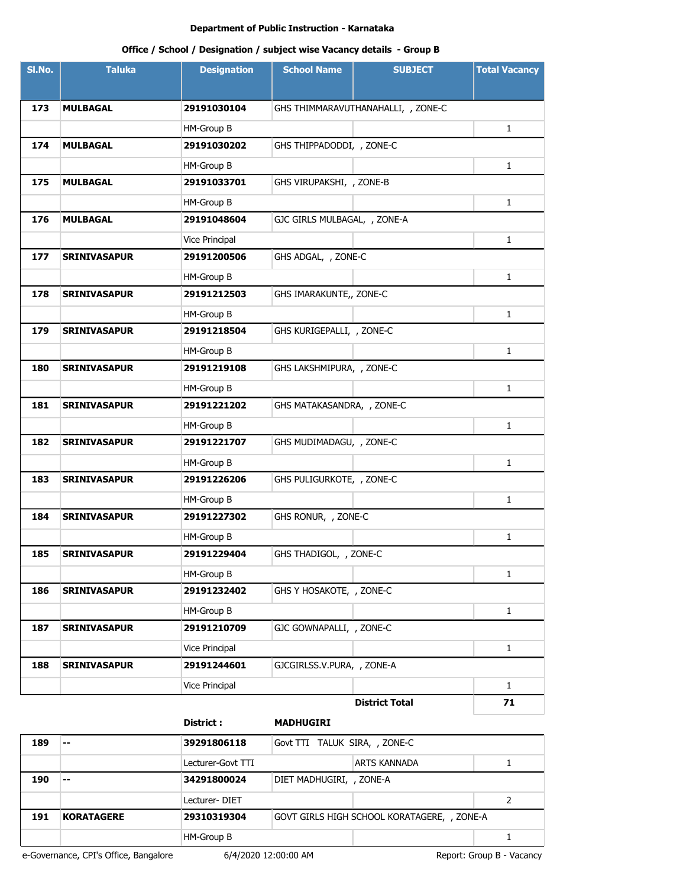Department of Public Instruction - Karnataka

Office / School / Designation / subject wise Vacancy details - Group B

| Sl.No. | Taluka | Designation | School Name | SUBJECT | Total Vacancy |
|---|---|---|---|---|---|
| **173** | **MULBAGAL** | **29191030104** | GHS THIMMARAVUTHANAHALLI, , ZONE-C | | |
| | | HM-Group B | | | 1 |
| **174** | **MULBAGAL** | **29191030202** | GHS THIPPADODDI, , ZONE-C | | |
| | | HM-Group B | | | 1 |
| **175** | **MULBAGAL** | **29191033701** | GHS VIRUPAKSHI, , ZONE-B | | |
| | | HM-Group B | | | 1 |
| **176** | **MULBAGAL** | **29191048604** | GJC GIRLS MULBAGAL, , ZONE-A | | |
| | | Vice Principal | | | 1 |
| **177** | **SRINIVASAPUR** | **29191200506** | GHS ADGAL, , ZONE-C | | |
| | | HM-Group B | | | 1 |
| **178** | **SRINIVASAPUR** | **29191212503** | GHS IMARAKUNTE,, ZONE-C | | |
| | | HM-Group B | | | 1 |
| **179** | **SRINIVASAPUR** | **29191218504** | GHS KURIGEPALLI, , ZONE-C | | |
| | | HM-Group B | | | 1 |
| **180** | **SRINIVASAPUR** | **29191219108** | GHS LAKSHMIPURA, , ZONE-C | | |
| | | HM-Group B | | | 1 |
| **181** | **SRINIVASAPUR** | **29191221202** | GHS MATAKASANDRA, , ZONE-C | | |
| | | HM-Group B | | | 1 |
| **182** | **SRINIVASAPUR** | **29191221707** | GHS MUDIMADAGU, , ZONE-C | | |
| | | HM-Group B | | | 1 |
| **183** | **SRINIVASAPUR** | **29191226206** | GHS PULIGURKOTE, , ZONE-C | | |
| | | HM-Group B | | | 1 |
| **184** | **SRINIVASAPUR** | **29191227302** | GHS RONUR, , ZONE-C | | |
| | | HM-Group B | | | 1 |
| **185** | **SRINIVASAPUR** | **29191229404** | GHS THADIGOL, , ZONE-C | | |
| | | HM-Group B | | | 1 |
| **186** | **SRINIVASAPUR** | **29191232402** | GHS Y HOSAKOTE, , ZONE-C | | |
| | | HM-Group B | | | 1 |
| **187** | **SRINIVASAPUR** | **29191210709** | GJC GOWNAPALLI, , ZONE-C | | |
| | | Vice Principal | | | 1 |
| **188** | **SRINIVASAPUR** | **29191244601** | GJCGIRLSS.V.PURA, , ZONE-A | | |
| | | Vice Principal | | | 1 |
| | | | | **District Total** | **71** |

**District :** **MADHUGIRI**

| Sl.No. | Taluka | Designation | School Name | SUBJECT | Total Vacancy |
|---|---|---|---|---|---|
| **189** | **--** | **39291806118** | Govt TTI TALUK SIRA, , ZONE-C | | |
| | | Lecturer-Govt TTI | | ARTS KANNADA | 1 |
| **190** | **--** | **34291800024** | DIET MADHUGIRI, , ZONE-A | | |
| | | Lecturer- DIET | | | 2 |
| **191** | **KORATAGERE** | **29310319304** | GOVT GIRLS HIGH SCHOOL KORATAGERE, , ZONE-A | | |
| | | HM-Group B | | | 1 |

e-Governance, CPI's Office, Bangalore    6/4/2020 12:00:00 AM    Report: Group B - Vacancy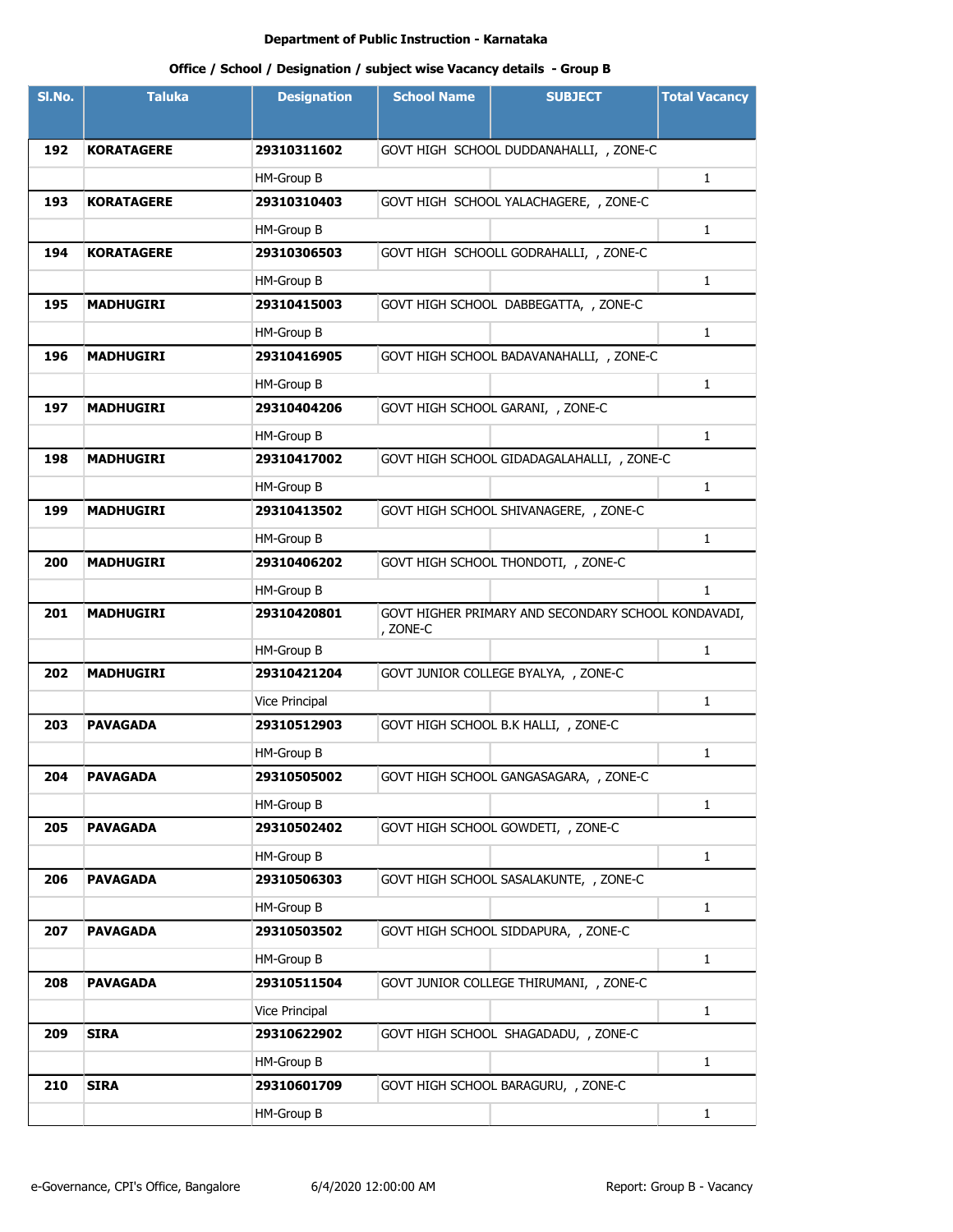**Department of Public Instruction - Karnataka**

**Office / School / Designation / subject wise Vacancy details - Group B**

| Sl.No. | Taluka | Designation | School Name | SUBJECT | Total Vacancy |
|---|---|---|---|---|---|
| **192** | **KORATAGERE** | **29310311602** | GOVT HIGH SCHOOL DUDDANAHALLI, , ZONE-C | | |
| | | HM-Group B | | | 1 |
| **193** | **KORATAGERE** | **29310310403** | GOVT HIGH SCHOOL YALACHAGERE, , ZONE-C | | |
| | | HM-Group B | | | 1 |
| **194** | **KORATAGERE** | **29310306503** | GOVT HIGH SCHOOLL GODRAHALLI, , ZONE-C | | |
| | | HM-Group B | | | 1 |
| **195** | **MADHUGIRI** | **29310415003** | GOVT HIGH SCHOOL DABBEGATTA, , ZONE-C | | |
| | | HM-Group B | | | 1 |
| **196** | **MADHUGIRI** | **29310416905** | GOVT HIGH SCHOOL BADAVANAHALLI, , ZONE-C | | |
| | | HM-Group B | | | 1 |
| **197** | **MADHUGIRI** | **29310404206** | GOVT HIGH SCHOOL GARANI, , ZONE-C | | |
| | | HM-Group B | | | 1 |
| **198** | **MADHUGIRI** | **29310417002** | GOVT HIGH SCHOOL GIDADAGALAHALLI, , ZONE-C | | |
| | | HM-Group B | | | 1 |
| **199** | **MADHUGIRI** | **29310413502** | GOVT HIGH SCHOOL SHIVANAGERE, , ZONE-C | | |
| | | HM-Group B | | | 1 |
| **200** | **MADHUGIRI** | **29310406202** | GOVT HIGH SCHOOL THONDOTI, , ZONE-C | | |
| | | HM-Group B | | | 1 |
| **201** | **MADHUGIRI** | **29310420801** | GOVT HIGHER PRIMARY AND SECONDARY SCHOOL KONDAVADI, , ZONE-C | | |
| | | HM-Group B | | | 1 |
| **202** | **MADHUGIRI** | **29310421204** | GOVT JUNIOR COLLEGE BYALYA, , ZONE-C | | |
| | | Vice Principal | | | 1 |
| **203** | **PAVAGADA** | **29310512903** | GOVT HIGH SCHOOL B.K HALLI, , ZONE-C | | |
| | | HM-Group B | | | 1 |
| **204** | **PAVAGADA** | **29310505002** | GOVT HIGH SCHOOL GANGASAGARA, , ZONE-C | | |
| | | HM-Group B | | | 1 |
| **205** | **PAVAGADA** | **29310502402** | GOVT HIGH SCHOOL GOWDETI, , ZONE-C | | |
| | | HM-Group B | | | 1 |
| **206** | **PAVAGADA** | **29310506303** | GOVT HIGH SCHOOL SASALAKUNTE, , ZONE-C | | |
| | | HM-Group B | | | 1 |
| **207** | **PAVAGADA** | **29310503502** | GOVT HIGH SCHOOL SIDDAPURA, , ZONE-C | | |
| | | HM-Group B | | | 1 |
| **208** | **PAVAGADA** | **29310511504** | GOVT JUNIOR COLLEGE THIRUMANI, , ZONE-C | | |
| | | Vice Principal | | | 1 |
| **209** | **SIRA** | **29310622902** | GOVT HIGH SCHOOL SHAGADADU, , ZONE-C | | |
| | | HM-Group B | | | 1 |
| **210** | **SIRA** | **29310601709** | GOVT HIGH SCHOOL BARAGURU, , ZONE-C | | |
| | | HM-Group B | | | 1 |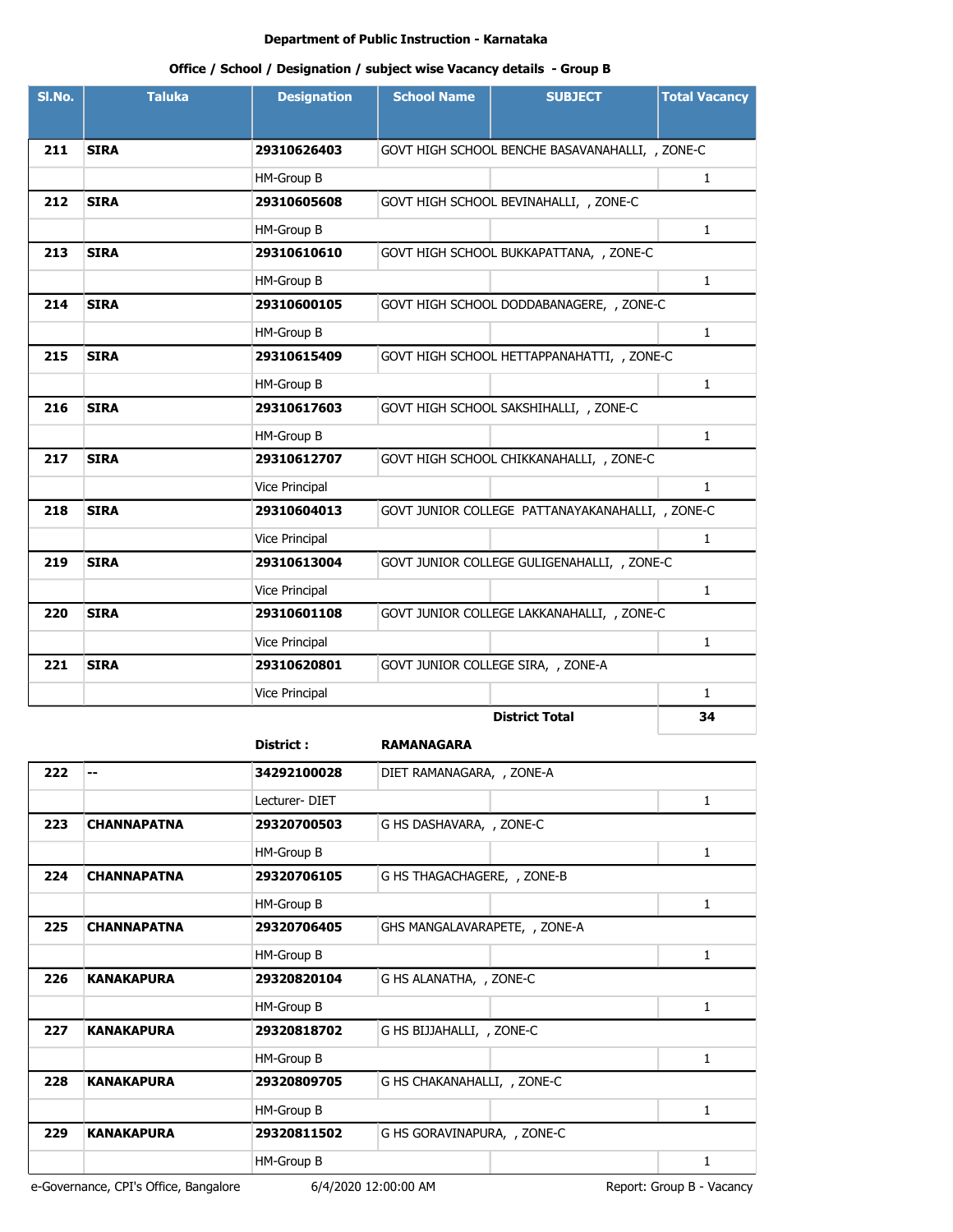Department of Public Instruction - Karnataka

Office / School / Designation / subject wise Vacancy details - Group B

| Sl.No. | Taluka | Designation | School Name | SUBJECT | Total Vacancy |
|---|---|---|---|---|---|
| 211 | SIRA | 29310626403 | GOVT HIGH SCHOOL BENCHE BASAVANAHALLI, , ZONE-C | | |
| | | HM-Group B | | | 1 |
| 212 | SIRA | 29310605608 | GOVT HIGH SCHOOL BEVINAHALLI, , ZONE-C | | |
| | | HM-Group B | | | 1 |
| 213 | SIRA | 29310610610 | GOVT HIGH SCHOOL BUKKAPATTANA, , ZONE-C | | |
| | | HM-Group B | | | 1 |
| 214 | SIRA | 29310600105 | GOVT HIGH SCHOOL DODDABANAGERE, , ZONE-C | | |
| | | HM-Group B | | | 1 |
| 215 | SIRA | 29310615409 | GOVT HIGH SCHOOL HETTAPPANAHATTI, , ZONE-C | | |
| | | HM-Group B | | | 1 |
| 216 | SIRA | 29310617603 | GOVT HIGH SCHOOL SAKSHIHALLI, , ZONE-C | | |
| | | HM-Group B | | | 1 |
| 217 | SIRA | 29310612707 | GOVT HIGH SCHOOL CHIKKANAHALLI, , ZONE-C | | |
| | | Vice Principal | | | 1 |
| 218 | SIRA | 29310604013 | GOVT JUNIOR COLLEGE PATTANAYAKANAHALLI, , ZONE-C | | |
| | | Vice Principal | | | 1 |
| 219 | SIRA | 29310613004 | GOVT JUNIOR COLLEGE GULIGENAHALLI, , ZONE-C | | |
| | | Vice Principal | | | 1 |
| 220 | SIRA | 29310601108 | GOVT JUNIOR COLLEGE LAKKANAHALLI, , ZONE-C | | |
| | | Vice Principal | | | 1 |
| 221 | SIRA | 29310620801 | GOVT JUNIOR COLLEGE SIRA, , ZONE-A | | |
| | | Vice Principal | | | 1 |
| | | | | **District Total** | **34** |
| | | **District :** | **RAMANAGARA** | | |
| 222 | -- | 34292100028 | DIET RAMANAGARA, , ZONE-A | | |
| | | Lecturer- DIET | | | 1 |
| 223 | CHANNAPATNA | 29320700503 | G HS DASHAVARA, , ZONE-C | | |
| | | HM-Group B | | | 1 |
| 224 | CHANNAPATNA | 29320706105 | G HS THAGACHAGERE, , ZONE-B | | |
| | | HM-Group B | | | 1 |
| 225 | CHANNAPATNA | 29320706405 | GHS MANGALAVARAPETE, , ZONE-A | | |
| | | HM-Group B | | | 1 |
| 226 | KANAKAPURA | 29320820104 | G HS ALANATHA, , ZONE-C | | |
| | | HM-Group B | | | 1 |
| 227 | KANAKAPURA | 29320818702 | G HS BIJJAHALLI, , ZONE-C | | |
| | | HM-Group B | | | 1 |
| 228 | KANAKAPURA | 29320809705 | G HS CHAKANAHALLI, , ZONE-C | | |
| | | HM-Group B | | | 1 |
| 229 | KANAKAPURA | 29320811502 | G HS GORAVINAPURA, , ZONE-C | | |
| | | HM-Group B | | | 1 |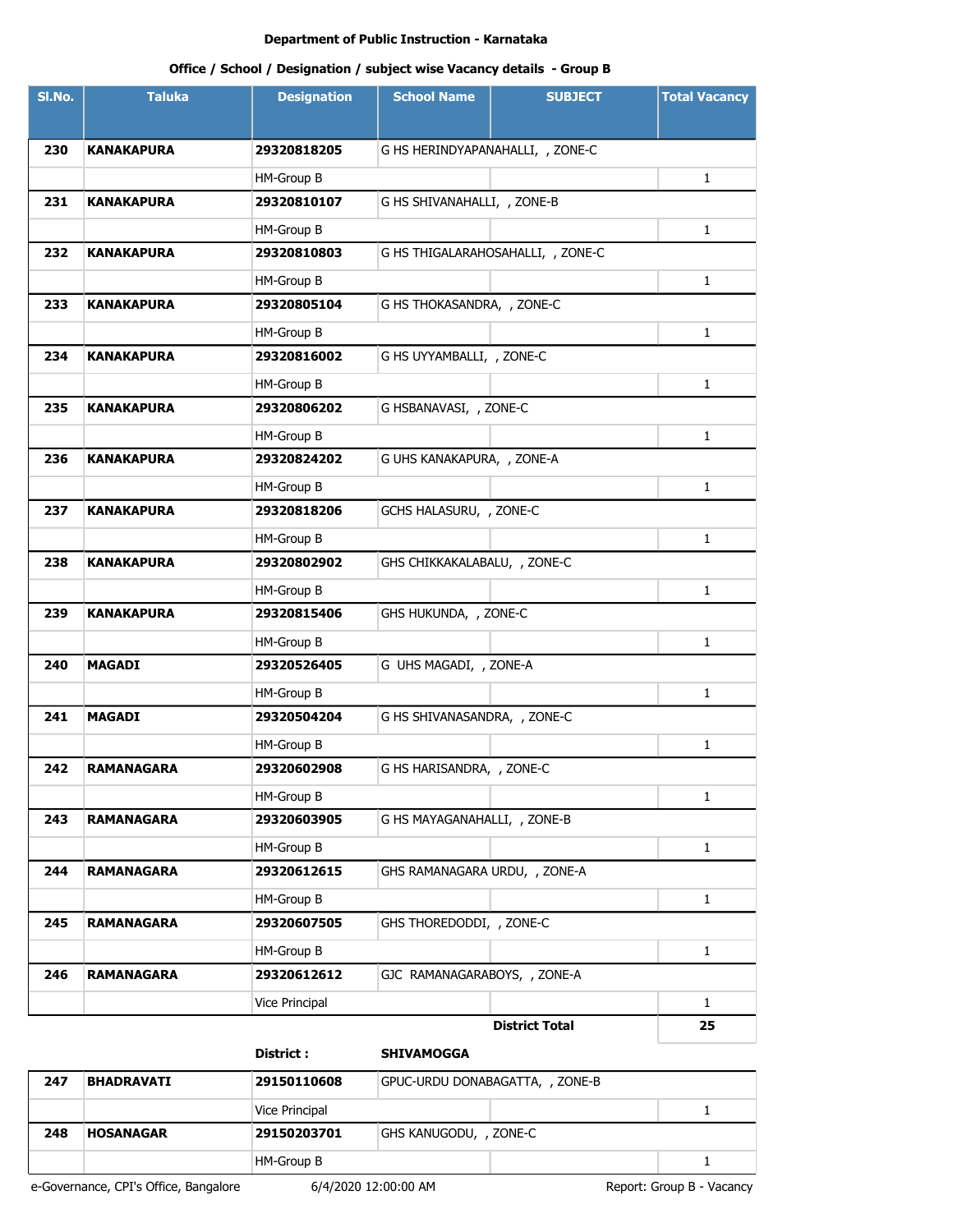**Department of Public Instruction - Karnataka**

**Office / School / Designation / subject wise Vacancy details - Group B**

| Sl.No. | Taluka | Designation | School Name | SUBJECT | Total Vacancy |
|---|---|---|---|---|---|
| **230** | **KANAKAPURA** | **29320818205** | G HS HERINDYAPANAHALLI, , ZONE-C | | |
| | | HM-Group B | | | 1 |
| **231** | **KANAKAPURA** | **29320810107** | G HS SHIVANAHALLI, , ZONE-B | | |
| | | HM-Group B | | | 1 |
| **232** | **KANAKAPURA** | **29320810803** | G HS THIGALARAHOSAHALLI, , ZONE-C | | |
| | | HM-Group B | | | 1 |
| **233** | **KANAKAPURA** | **29320805104** | G HS THOKASANDRA, , ZONE-C | | |
| | | HM-Group B | | | 1 |
| **234** | **KANAKAPURA** | **29320816002** | G HS UYYAMBALLI, , ZONE-C | | |
| | | HM-Group B | | | 1 |
| **235** | **KANAKAPURA** | **29320806202** | G HSBANAVASI, , ZONE-C | | |
| | | HM-Group B | | | 1 |
| **236** | **KANAKAPURA** | **29320824202** | G UHS KANAKAPURA, , ZONE-A | | |
| | | HM-Group B | | | 1 |
| **237** | **KANAKAPURA** | **29320818206** | GCHS HALASURU, , ZONE-C | | |
| | | HM-Group B | | | 1 |
| **238** | **KANAKAPURA** | **29320802902** | GHS CHIKKAKALABALU, , ZONE-C | | |
| | | HM-Group B | | | 1 |
| **239** | **KANAKAPURA** | **29320815406** | GHS HUKUNDA, , ZONE-C | | |
| | | HM-Group B | | | 1 |
| **240** | **MAGADI** | **29320526405** | G UHS MAGADI, , ZONE-A | | |
| | | HM-Group B | | | 1 |
| **241** | **MAGADI** | **29320504204** | G HS SHIVANASANDRA, , ZONE-C | | |
| | | HM-Group B | | | 1 |
| **242** | **RAMANAGARA** | **29320602908** | G HS HARISANDRA, , ZONE-C | | |
| | | HM-Group B | | | 1 |
| **243** | **RAMANAGARA** | **29320603905** | G HS MAYAGANAHALLI, , ZONE-B | | |
| | | HM-Group B | | | 1 |
| **244** | **RAMANAGARA** | **29320612615** | GHS RAMANAGARA URDU, , ZONE-A | | |
| | | HM-Group B | | | 1 |
| **245** | **RAMANAGARA** | **29320607505** | GHS THOREDODDI, , ZONE-C | | |
| | | HM-Group B | | | 1 |
| **246** | **RAMANAGARA** | **29320612612** | GJC RAMANAGARABOYS, , ZONE-A | | |
| | | Vice Principal | | | 1 |
| | | | | **District Total** | **25** |

**District : SHIVAMOGGA**

| Sl.No. | Taluka | Designation | School Name | SUBJECT | Total Vacancy |
|---|---|---|---|---|---|
| **247** | **BHADRAVATI** | **29150110608** | GPUC-URDU DONABAGATTA, , ZONE-B | | |
| | | Vice Principal | | | 1 |
| **248** | **HOSANAGAR** | **29150203701** | GHS KANUGODU, , ZONE-C | | |
| | | HM-Group B | | | 1 |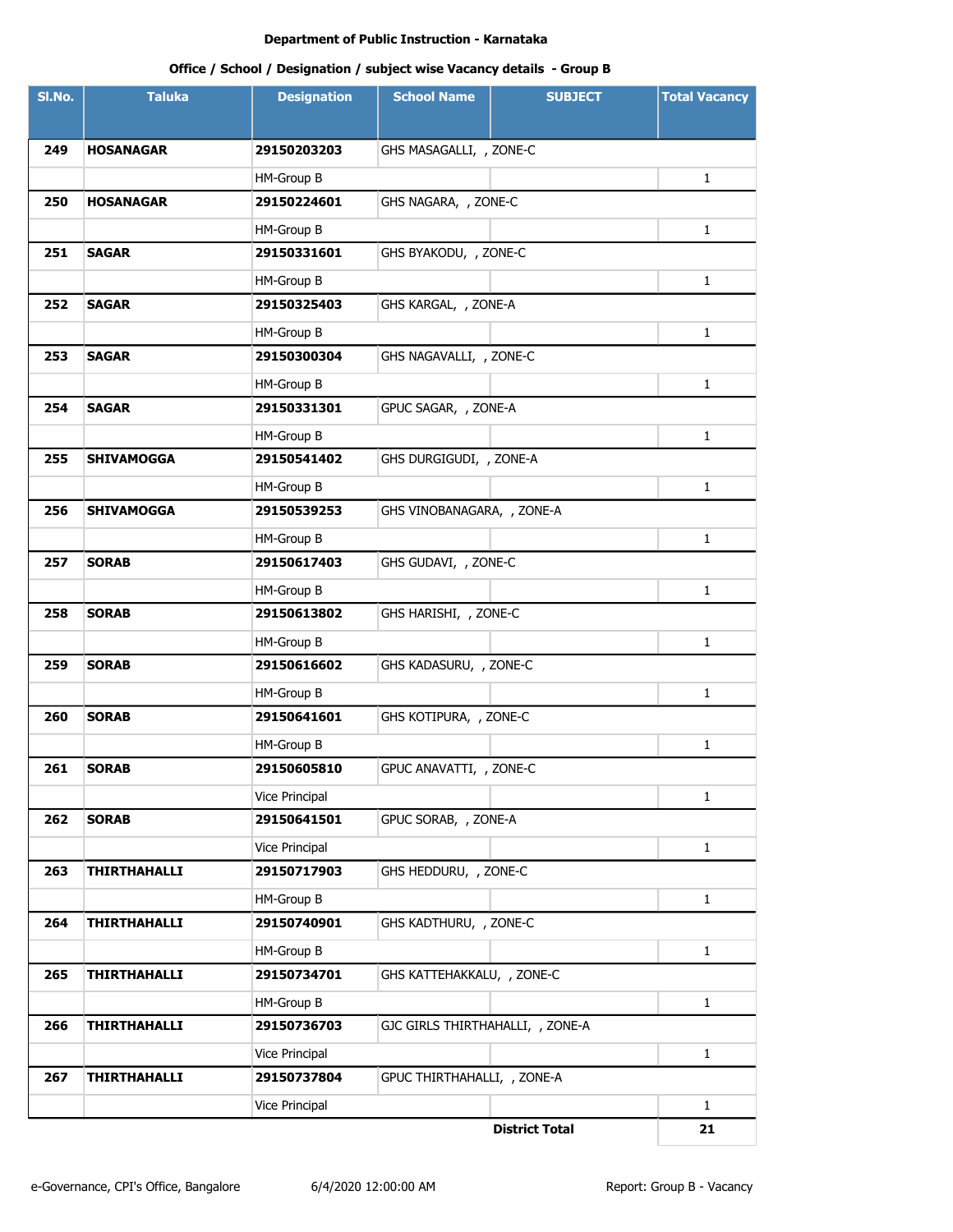**Department of Public Instruction - Karnataka**

**Office / School / Designation / subject wise Vacancy details - Group B**

| Sl.No. | Taluka | Designation | School Name | SUBJECT | Total Vacancy |
|---|---|---|---|---|---|
| **249** | **HOSANAGAR** | **29150203203** | GHS MASAGALLI, , ZONE-C | | |
| | | HM-Group B | | | 1 |
| **250** | **HOSANAGAR** | **29150224601** | GHS NAGARA, , ZONE-C | | |
| | | HM-Group B | | | 1 |
| **251** | **SAGAR** | **29150331601** | GHS BYAKODU, , ZONE-C | | |
| | | HM-Group B | | | 1 |
| **252** | **SAGAR** | **29150325403** | GHS KARGAL, , ZONE-A | | |
| | | HM-Group B | | | 1 |
| **253** | **SAGAR** | **29150300304** | GHS NAGAVALLI, , ZONE-C | | |
| | | HM-Group B | | | 1 |
| **254** | **SAGAR** | **29150331301** | GPUC SAGAR, , ZONE-A | | |
| | | HM-Group B | | | 1 |
| **255** | **SHIVAMOGGA** | **29150541402** | GHS DURGIGUDI, , ZONE-A | | |
| | | HM-Group B | | | 1 |
| **256** | **SHIVAMOGGA** | **29150539253** | GHS VINOBANAGARA, , ZONE-A | | |
| | | HM-Group B | | | 1 |
| **257** | **SORAB** | **29150617403** | GHS GUDAVI, , ZONE-C | | |
| | | HM-Group B | | | 1 |
| **258** | **SORAB** | **29150613802** | GHS HARISHI, , ZONE-C | | |
| | | HM-Group B | | | 1 |
| **259** | **SORAB** | **29150616602** | GHS KADASURU, , ZONE-C | | |
| | | HM-Group B | | | 1 |
| **260** | **SORAB** | **29150641601** | GHS KOTIPURA, , ZONE-C | | |
| | | HM-Group B | | | 1 |
| **261** | **SORAB** | **29150605810** | GPUC ANAVATTI, , ZONE-C | | |
| | | Vice Principal | | | 1 |
| **262** | **SORAB** | **29150641501** | GPUC SORAB, , ZONE-A | | |
| | | Vice Principal | | | 1 |
| **263** | **THIRTHAHALLI** | **29150717903** | GHS HEDDURU, , ZONE-C | | |
| | | HM-Group B | | | 1 |
| **264** | **THIRTHAHALLI** | **29150740901** | GHS KADTHURU, , ZONE-C | | |
| | | HM-Group B | | | 1 |
| **265** | **THIRTHAHALLI** | **29150734701** | GHS KATTEHAKKALU, , ZONE-C | | |
| | | HM-Group B | | | 1 |
| **266** | **THIRTHAHALLI** | **29150736703** | GJC GIRLS THIRTHAHALLI, , ZONE-A | | |
| | | Vice Principal | | | 1 |
| **267** | **THIRTHAHALLI** | **29150737804** | GPUC THIRTHAHALLI, , ZONE-A | | |
| | | Vice Principal | | | 1 |
| | | | | **District Total** | **21** |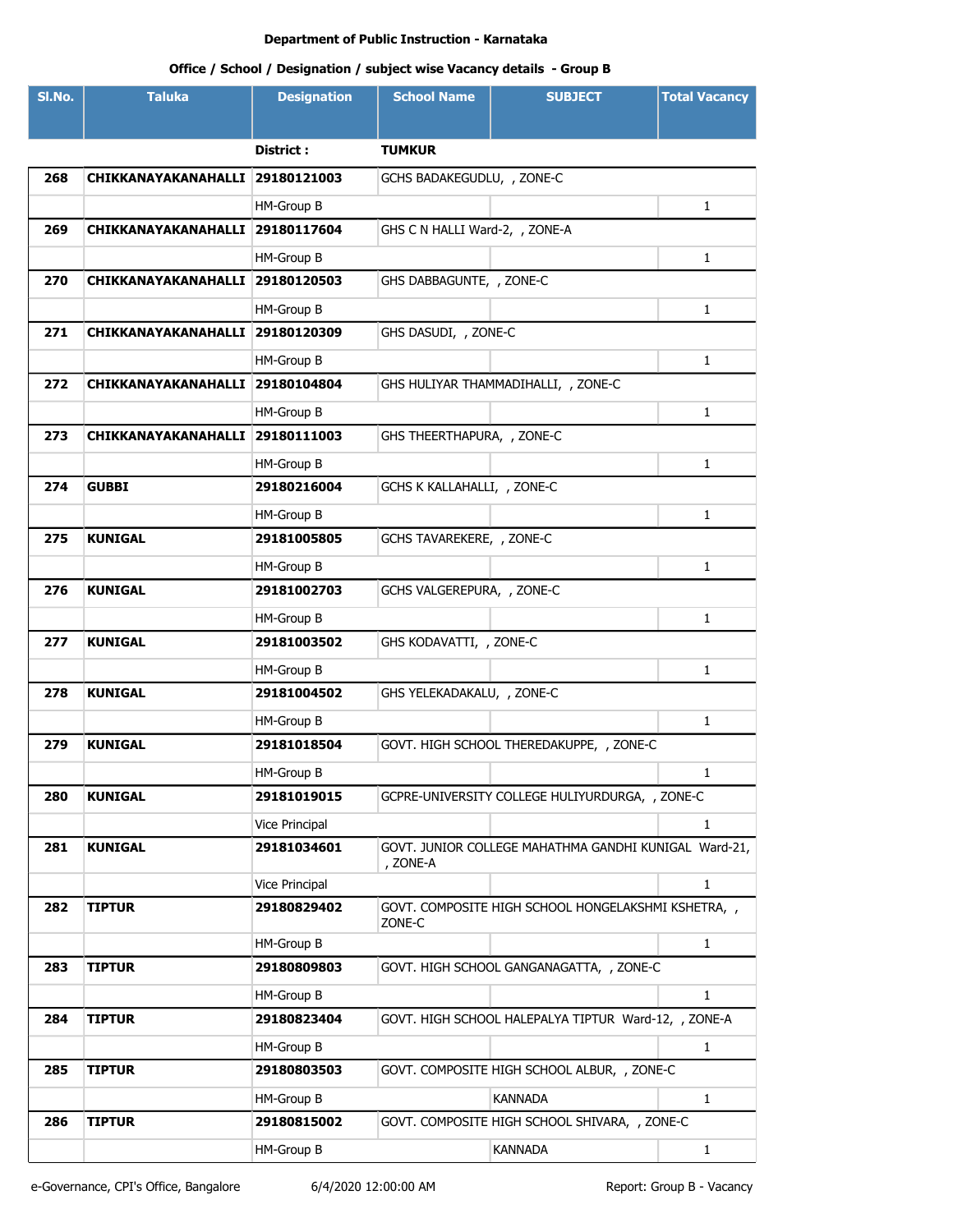**Department of Public Instruction - Karnataka**

**Office / School / Designation / subject wise Vacancy details - Group B**

| Sl.No. | Taluka | Designation | School Name | SUBJECT | Total Vacancy |
|---|---|---|---|---|---|
| | | **District :** | **TUMKUR** | | |
| **268** | **CHIKKANAYAKANAHALLI** | **29180121003** | GCHS BADAKEGUDLU, , ZONE-C | | |
| | | HM-Group B | | | 1 |
| **269** | **CHIKKANAYAKANAHALLI** | **29180117604** | GHS C N HALLI Ward-2, , ZONE-A | | |
| | | HM-Group B | | | 1 |
| **270** | **CHIKKANAYAKANAHALLI** | **29180120503** | GHS DABBAGUNTE, , ZONE-C | | |
| | | HM-Group B | | | 1 |
| **271** | **CHIKKANAYAKANAHALLI** | **29180120309** | GHS DASUDI, , ZONE-C | | |
| | | HM-Group B | | | 1 |
| **272** | **CHIKKANAYAKANAHALLI** | **29180104804** | GHS HULIYAR THAMMADIHALLI, , ZONE-C | | |
| | | HM-Group B | | | 1 |
| **273** | **CHIKKANAYAKANAHALLI** | **29180111003** | GHS THEERTHAPURA, , ZONE-C | | |
| | | HM-Group B | | | 1 |
| **274** | **GUBBI** | **29180216004** | GCHS K KALLAHALLI, , ZONE-C | | |
| | | HM-Group B | | | 1 |
| **275** | **KUNIGAL** | **29181005805** | GCHS TAVAREKERE, , ZONE-C | | |
| | | HM-Group B | | | 1 |
| **276** | **KUNIGAL** | **29181002703** | GCHS VALGEREPURA, , ZONE-C | | |
| | | HM-Group B | | | 1 |
| **277** | **KUNIGAL** | **29181003502** | GHS KODAVATTI, , ZONE-C | | |
| | | HM-Group B | | | 1 |
| **278** | **KUNIGAL** | **29181004502** | GHS YELEKADAKALU, , ZONE-C | | |
| | | HM-Group B | | | 1 |
| **279** | **KUNIGAL** | **29181018504** | GOVT. HIGH SCHOOL THEREDAKUPPE, , ZONE-C | | |
| | | HM-Group B | | | 1 |
| **280** | **KUNIGAL** | **29181019015** | GCPRE-UNIVERSITY COLLEGE HULIYURDURGA, , ZONE-C | | |
| | | Vice Principal | | | 1 |
| **281** | **KUNIGAL** | **29181034601** | GOVT. JUNIOR COLLEGE MAHATHMA GANDHI KUNIGAL Ward-21, , ZONE-A | | |
| | | Vice Principal | | | 1 |
| **282** | **TIPTUR** | **29180829402** | GOVT. COMPOSITE HIGH SCHOOL HONGELAKSHMI KSHETRA, , ZONE-C | | |
| | | HM-Group B | | | 1 |
| **283** | **TIPTUR** | **29180809803** | GOVT. HIGH SCHOOL GANGANAGATTA, , ZONE-C | | |
| | | HM-Group B | | | 1 |
| **284** | **TIPTUR** | **29180823404** | GOVT. HIGH SCHOOL HALEPALYA TIPTUR Ward-12, , ZONE-A | | |
| | | HM-Group B | | | 1 |
| **285** | **TIPTUR** | **29180803503** | GOVT. COMPOSITE HIGH SCHOOL ALBUR, , ZONE-C | | |
| | | HM-Group B | | KANNADA | 1 |
| **286** | **TIPTUR** | **29180815002** | GOVT. COMPOSITE HIGH SCHOOL SHIVARA, , ZONE-C | | |
| | | HM-Group B | | KANNADA | 1 |

e-Governance, CPI's Office, Bangalore    6/4/2020 12:00:00 AM    Report: Group B - Vacancy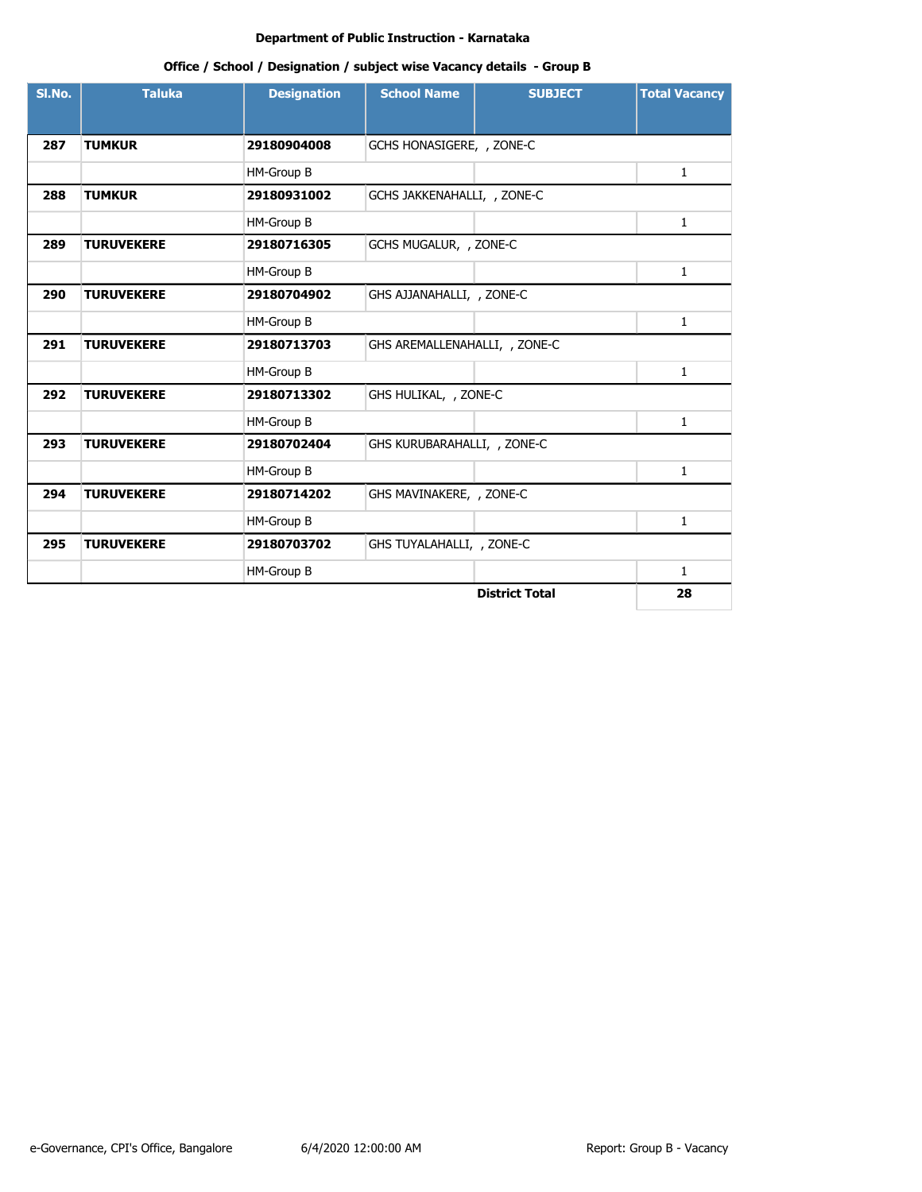**Department of Public Instruction - Karnataka**

**Office / School / Designation / subject wise Vacancy details - Group B**

| Sl.No. | Taluka | Designation | School Name | SUBJECT | Total Vacancy |
|---|---|---|---|---|---|
| **287** | **TUMKUR** | **29180904008** | GCHS HONASIGERE, , ZONE-C | | |
| | | HM-Group B | | | 1 |
| **288** | **TUMKUR** | **29180931002** | GCHS JAKKENAHALLI, , ZONE-C | | |
| | | HM-Group B | | | 1 |
| **289** | **TURUVEKERE** | **29180716305** | GCHS MUGALUR, , ZONE-C | | |
| | | HM-Group B | | | 1 |
| **290** | **TURUVEKERE** | **29180704902** | GHS AJJANAHALLI, , ZONE-C | | |
| | | HM-Group B | | | 1 |
| **291** | **TURUVEKERE** | **29180713703** | GHS AREMALLENAHALLI, , ZONE-C | | |
| | | HM-Group B | | | 1 |
| **292** | **TURUVEKERE** | **29180713302** | GHS HULIKAL, , ZONE-C | | |
| | | HM-Group B | | | 1 |
| **293** | **TURUVEKERE** | **29180702404** | GHS KURUBARAHALLI, , ZONE-C | | |
| | | HM-Group B | | | 1 |
| **294** | **TURUVEKERE** | **29180714202** | GHS MAVINAKERE, , ZONE-C | | |
| | | HM-Group B | | | 1 |
| **295** | **TURUVEKERE** | **29180703702** | GHS TUYALAHALLI, , ZONE-C | | |
| | | HM-Group B | | | 1 |
| | | | | **District Total** | **28** |

e-Governance, CPI's Office, Bangalore    6/4/2020 12:00:00 AM    Report: Group B - Vacancy